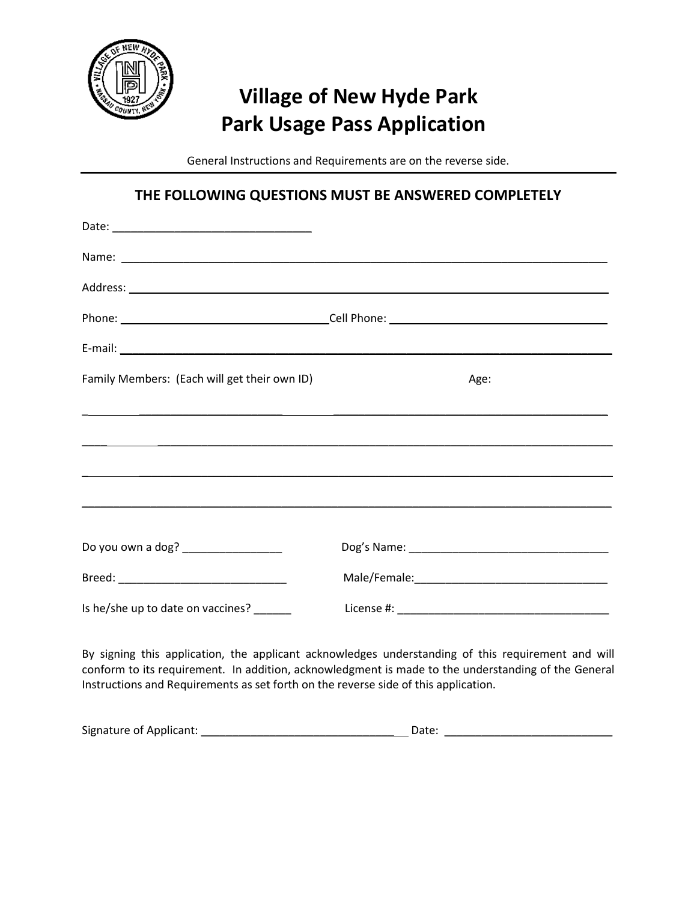# Village of New Hyde Park
# Park Usage Pass Application

General Instructions and Requirements are on the reverse side.

## THE FOLLOWING QUESTIONS MUST BE ANSWERED COMPLETELY

Date: ______________________________

Name: ______________________________________________________________________

Address: ____________________________________________________________________

Phone: ______________________________ Cell Phone: ______________________________

E-mail: _____________________________________________________________________

Family Members: (Each will get their own ID) Age:

_____________________________________________________________________________

_____________________________________________________________________________

_____________________________________________________________________________

_____________________________________________________________________________

Do you own a dog? ________________ Dog's Name: ________________________________

Breed: ___________________________ Male/Female:________________________________

Is he/she up to date on vaccines? ______ License #: ___________________________________

By signing this application, the applicant acknowledges understanding of this requirement and will conform to its requirement. In addition, acknowledgment is made to the understanding of the General Instructions and Requirements as set forth on the reverse side of this application.

Signature of Applicant: ________________________________ Date: ___________________________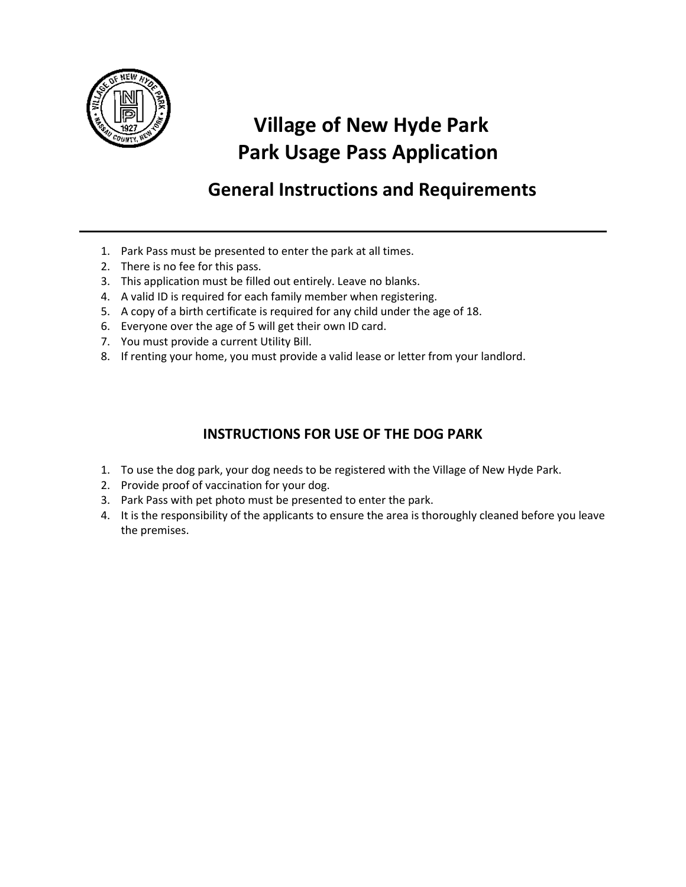# Village of New Hyde Park
# Park Usage Pass Application

## General Instructions and Requirements

1. Park Pass must be presented to enter the park at all times.
2. There is no fee for this pass.
3. This application must be filled out entirely. Leave no blanks.
4. A valid ID is required for each family member when registering.
5. A copy of a birth certificate is required for any child under the age of 18.
6. Everyone over the age of 5 will get their own ID card.
7. You must provide a current Utility Bill.
8. If renting your home, you must provide a valid lease or letter from your landlord.

### INSTRUCTIONS FOR USE OF THE DOG PARK

1. To use the dog park, your dog needs to be registered with the Village of New Hyde Park.
2. Provide proof of vaccination for your dog.
3. Park Pass with pet photo must be presented to enter the park.
4. It is the responsibility of the applicants to ensure the area is thoroughly cleaned before you leave the premises.